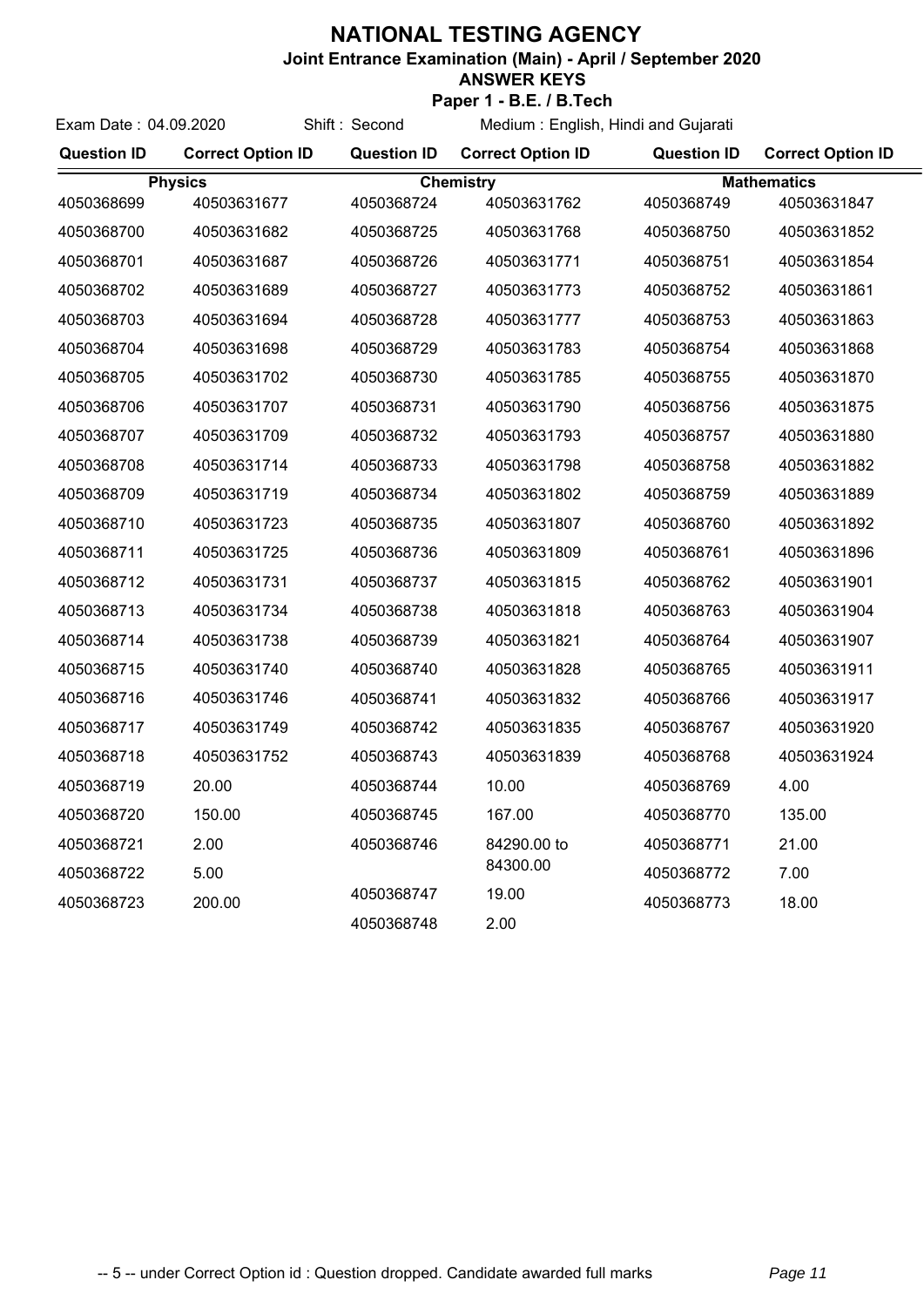# NATIONAL TESTING AGENCY

**Joint Entrance Examination (Main) - April / September 2020**

**ANSWER KEYS**

**Paper 1 - B.E. / B.Tech**

Exam Date : 04.09.2020 Shift : Second Medium : English, Hindi and Gujarati

| Question ID | Correct Option ID | Question ID | Correct Option ID | Question ID | Correct Option ID |
|---|---|---|---|---|---|
| **Physics** | | **Chemistry** | | **Mathematics** | |
| 4050368699 | 40503631677 | 4050368724 | 40503631762 | 4050368749 | 40503631847 |
| 4050368700 | 40503631682 | 4050368725 | 40503631768 | 4050368750 | 40503631852 |
| 4050368701 | 40503631687 | 4050368726 | 40503631771 | 4050368751 | 40503631854 |
| 4050368702 | 40503631689 | 4050368727 | 40503631773 | 4050368752 | 40503631861 |
| 4050368703 | 40503631694 | 4050368728 | 40503631777 | 4050368753 | 40503631863 |
| 4050368704 | 40503631698 | 4050368729 | 40503631783 | 4050368754 | 40503631868 |
| 4050368705 | 40503631702 | 4050368730 | 40503631785 | 4050368755 | 40503631870 |
| 4050368706 | 40503631707 | 4050368731 | 40503631790 | 4050368756 | 40503631875 |
| 4050368707 | 40503631709 | 4050368732 | 40503631793 | 4050368757 | 40503631880 |
| 4050368708 | 40503631714 | 4050368733 | 40503631798 | 4050368758 | 40503631882 |
| 4050368709 | 40503631719 | 4050368734 | 40503631802 | 4050368759 | 40503631889 |
| 4050368710 | 40503631723 | 4050368735 | 40503631807 | 4050368760 | 40503631892 |
| 4050368711 | 40503631725 | 4050368736 | 40503631809 | 4050368761 | 40503631896 |
| 4050368712 | 40503631731 | 4050368737 | 40503631815 | 4050368762 | 40503631901 |
| 4050368713 | 40503631734 | 4050368738 | 40503631818 | 4050368763 | 40503631904 |
| 4050368714 | 40503631738 | 4050368739 | 40503631821 | 4050368764 | 40503631907 |
| 4050368715 | 40503631740 | 4050368740 | 40503631828 | 4050368765 | 40503631911 |
| 4050368716 | 40503631746 | 4050368741 | 40503631832 | 4050368766 | 40503631917 |
| 4050368717 | 40503631749 | 4050368742 | 40503631835 | 4050368767 | 40503631920 |
| 4050368718 | 40503631752 | 4050368743 | 40503631839 | 4050368768 | 40503631924 |
| 4050368719 | 20.00 | 4050368744 | 10.00 | 4050368769 | 4.00 |
| 4050368720 | 150.00 | 4050368745 | 167.00 | 4050368770 | 135.00 |
| 4050368721 | 2.00 | 4050368746 | 84290.00 to 84300.00 | 4050368771 | 21.00 |
| 4050368722 | 5.00 | 4050368747 | 19.00 | 4050368772 | 7.00 |
| 4050368723 | 200.00 | 4050368748 | 2.00 | 4050368773 | 18.00 |

-- 5 -- under Correct Option id : Question dropped. Candidate awarded full marks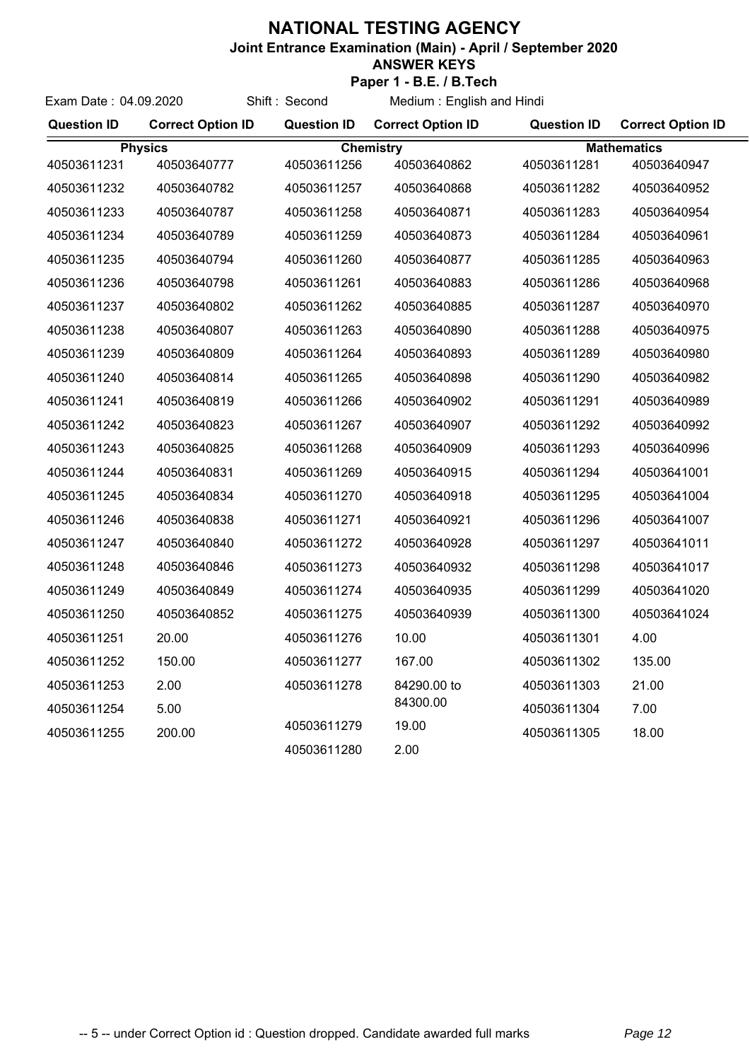# NATIONAL TESTING AGENCY

**Joint Entrance Examination (Main) - April / September 2020**

**ANSWER KEYS**

**Paper 1 - B.E. / B.Tech**

Exam Date : 04.09.2020 Shift : Second Medium : English and Hindi

| Question ID | Correct Option ID | Question ID | Correct Option ID | Question ID | Correct Option ID |
|---|---|---|---|---|---|
| **Physics** | | **Chemistry** | | **Mathematics** | |
| 40503611231 | 40503640777 | 40503611256 | 40503640862 | 40503611281 | 40503640947 |
| 40503611232 | 40503640782 | 40503611257 | 40503640868 | 40503611282 | 40503640952 |
| 40503611233 | 40503640787 | 40503611258 | 40503640871 | 40503611283 | 40503640954 |
| 40503611234 | 40503640789 | 40503611259 | 40503640873 | 40503611284 | 40503640961 |
| 40503611235 | 40503640794 | 40503611260 | 40503640877 | 40503611285 | 40503640963 |
| 40503611236 | 40503640798 | 40503611261 | 40503640883 | 40503611286 | 40503640968 |
| 40503611237 | 40503640802 | 40503611262 | 40503640885 | 40503611287 | 40503640970 |
| 40503611238 | 40503640807 | 40503611263 | 40503640890 | 40503611288 | 40503640975 |
| 40503611239 | 40503640809 | 40503611264 | 40503640893 | 40503611289 | 40503640980 |
| 40503611240 | 40503640814 | 40503611265 | 40503640898 | 40503611290 | 40503640982 |
| 40503611241 | 40503640819 | 40503611266 | 40503640902 | 40503611291 | 40503640989 |
| 40503611242 | 40503640823 | 40503611267 | 40503640907 | 40503611292 | 40503640992 |
| 40503611243 | 40503640825 | 40503611268 | 40503640909 | 40503611293 | 40503640996 |
| 40503611244 | 40503640831 | 40503611269 | 40503640915 | 40503611294 | 40503641001 |
| 40503611245 | 40503640834 | 40503611270 | 40503640918 | 40503611295 | 40503641004 |
| 40503611246 | 40503640838 | 40503611271 | 40503640921 | 40503611296 | 40503641007 |
| 40503611247 | 40503640840 | 40503611272 | 40503640928 | 40503611297 | 40503641011 |
| 40503611248 | 40503640846 | 40503611273 | 40503640932 | 40503611298 | 40503641017 |
| 40503611249 | 40503640849 | 40503611274 | 40503640935 | 40503611299 | 40503641020 |
| 40503611250 | 40503640852 | 40503611275 | 40503640939 | 40503611300 | 40503641024 |
| 40503611251 | 20.00 | 40503611276 | 10.00 | 40503611301 | 4.00 |
| 40503611252 | 150.00 | 40503611277 | 167.00 | 40503611302 | 135.00 |
| 40503611253 | 2.00 | 40503611278 | 84290.00 to 84300.00 | 40503611303 | 21.00 |
| 40503611254 | 5.00 | | | 40503611304 | 7.00 |
| 40503611255 | 200.00 | 40503611279 | 19.00 | 40503611305 | 18.00 |
| | | 40503611280 | 2.00 | | |

-- 5 -- under Correct Option id : Question dropped. Candidate awarded full marks